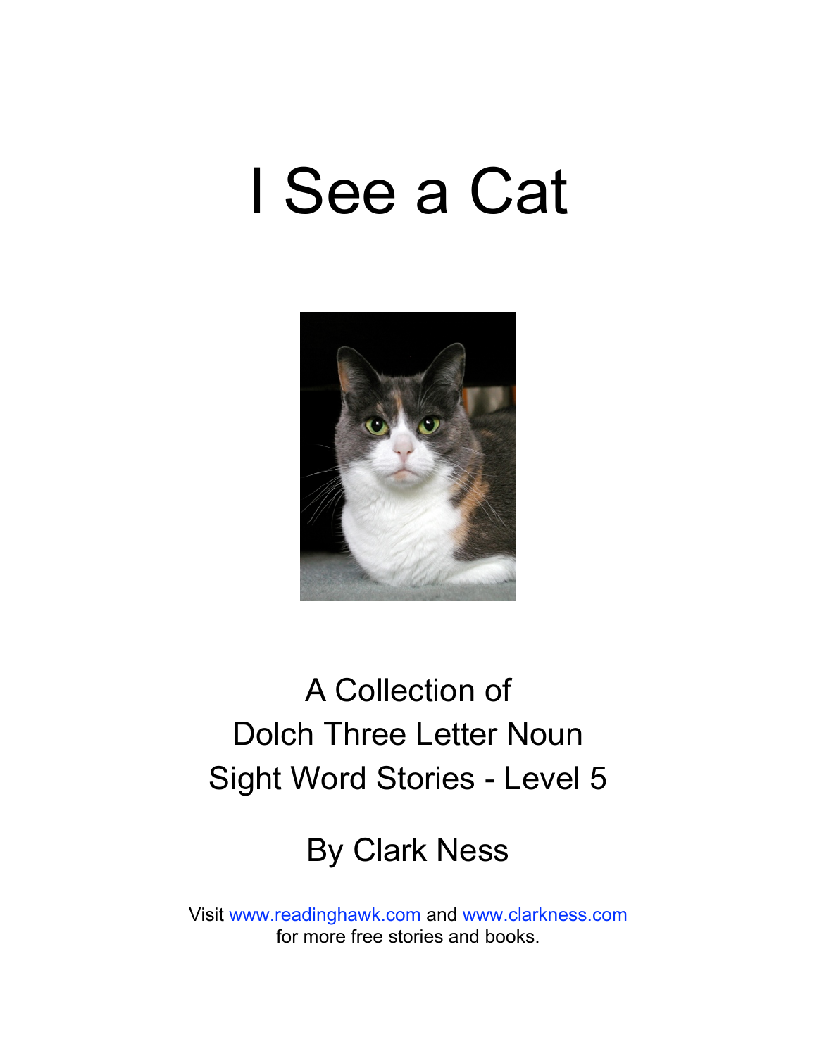# I See a Cat

A Collection of
Dolch Three Letter Noun
Sight Word Stories - Level 5

By Clark Ness

Visit www.readinghawk.com and www.clarkness.com
for more free stories and books.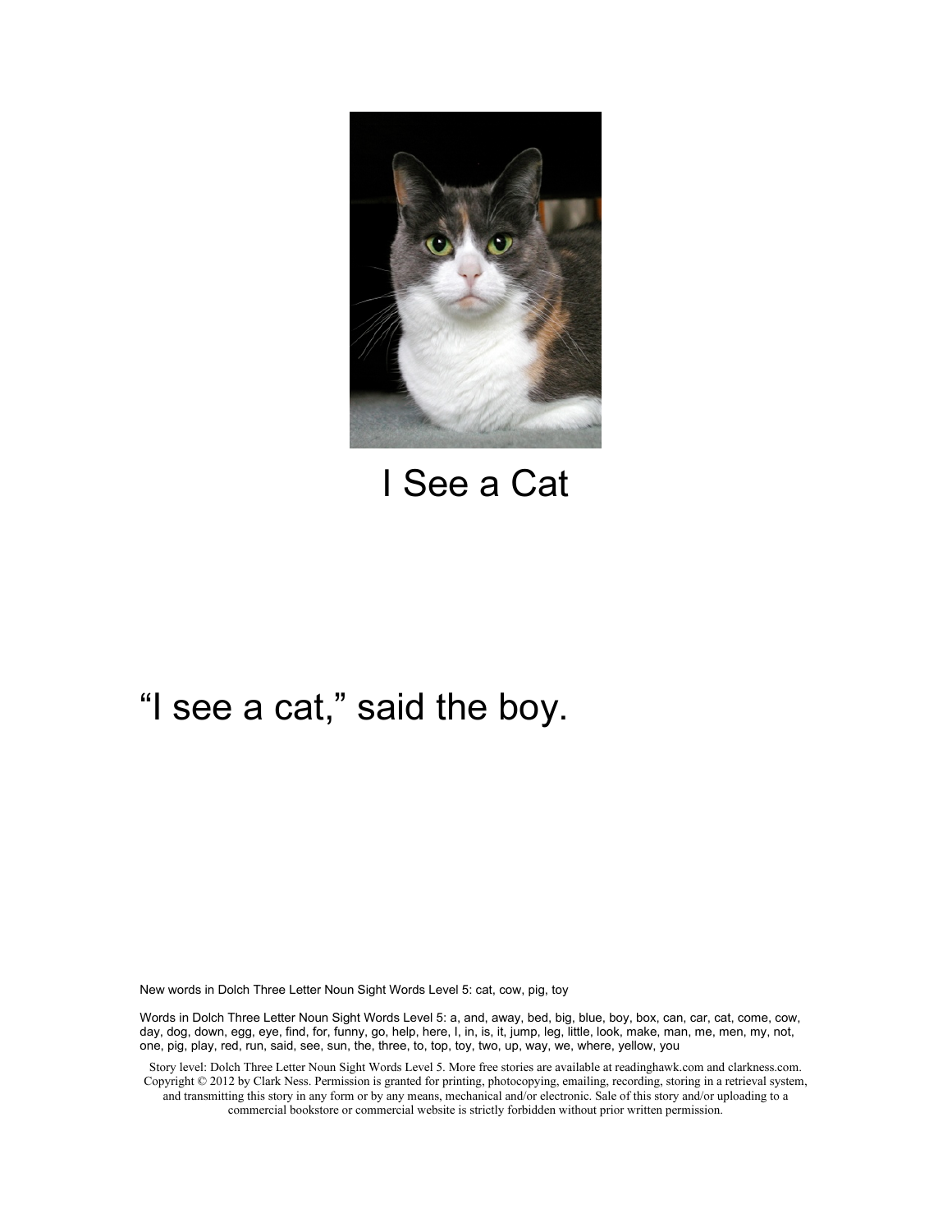# I See a Cat

"I see a cat," said the boy.

New words in Dolch Three Letter Noun Sight Words Level 5: cat, cow, pig, toy

Words in Dolch Three Letter Noun Sight Words Level 5: a, and, away, bed, big, blue, boy, box, can, car, cat, come, cow, day, dog, down, egg, eye, find, for, funny, go, help, here, I, in, is, it, jump, leg, little, look, make, man, me, men, my, not, one, pig, play, red, run, said, see, sun, the, three, to, top, toy, two, up, way, we, where, yellow, you

Story level: Dolch Three Letter Noun Sight Words Level 5. More free stories are available at readinghawk.com and clarkness.com. Copyright © 2012 by Clark Ness. Permission is granted for printing, photocopying, emailing, recording, storing in a retrieval system, and transmitting this story in any form or by any means, mechanical and/or electronic. Sale of this story and/or uploading to a commercial bookstore or commercial website is strictly forbidden without prior written permission.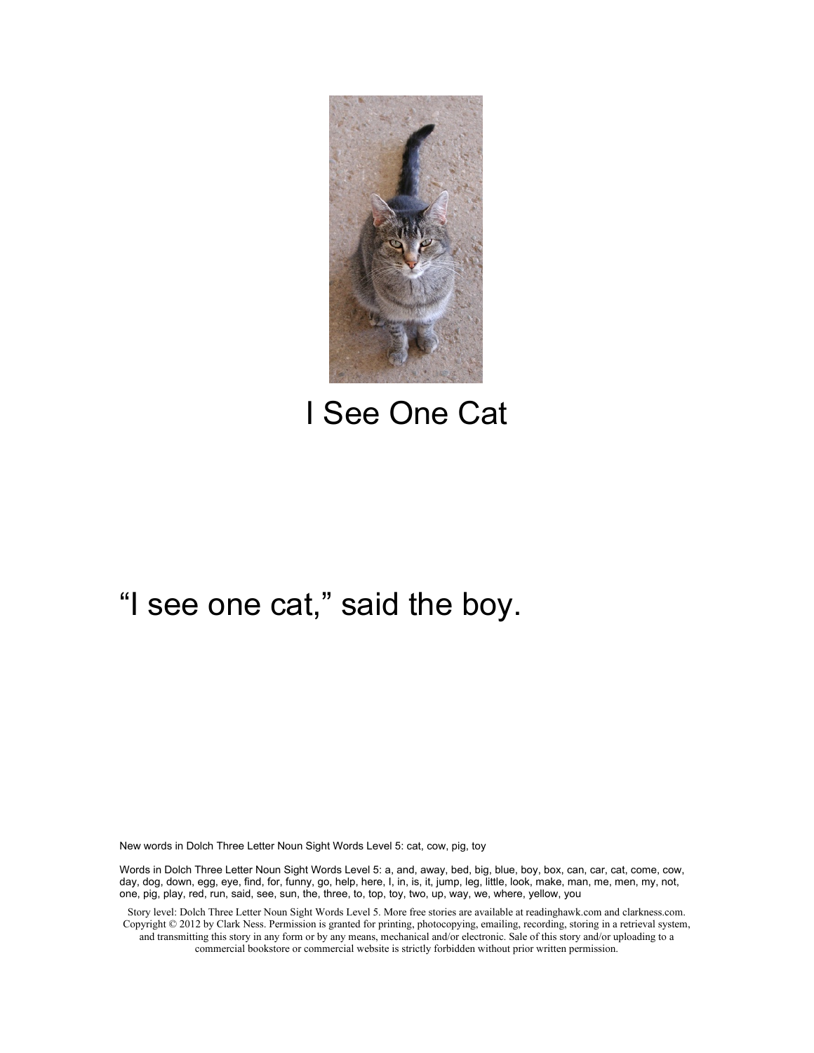# I See One Cat

"I see one cat," said the boy.

New words in Dolch Three Letter Noun Sight Words Level 5: cat, cow, pig, toy

Words in Dolch Three Letter Noun Sight Words Level 5: a, and, away, bed, big, blue, boy, box, can, car, cat, come, cow, day, dog, down, egg, eye, find, for, funny, go, help, here, I, in, is, it, jump, leg, little, look, make, man, me, men, my, not, one, pig, play, red, run, said, see, sun, the, three, to, top, toy, two, up, way, we, where, yellow, you

Story level: Dolch Three Letter Noun Sight Words Level 5. More free stories are available at readinghawk.com and clarkness.com. Copyright © 2012 by Clark Ness. Permission is granted for printing, photocopying, emailing, recording, storing in a retrieval system, and transmitting this story in any form or by any means, mechanical and/or electronic. Sale of this story and/or uploading to a commercial bookstore or commercial website is strictly forbidden without prior written permission.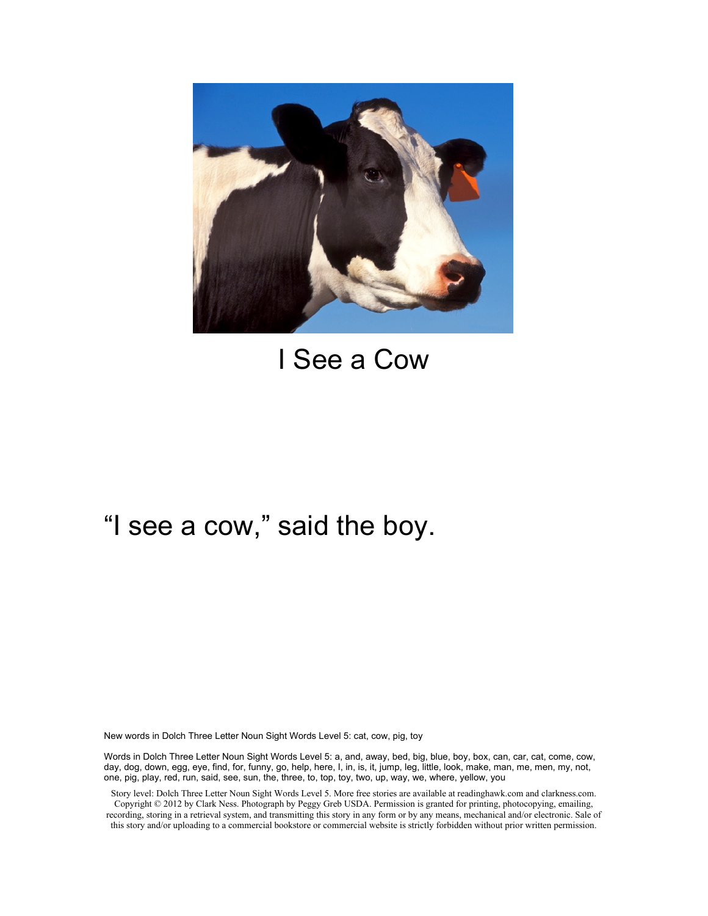# I See a Cow

“I see a cow,” said the boy.

New words in Dolch Three Letter Noun Sight Words Level 5: cat, cow, pig, toy

Words in Dolch Three Letter Noun Sight Words Level 5: a, and, away, bed, big, blue, boy, box, can, car, cat, come, cow, day, dog, down, egg, eye, find, for, funny, go, help, here, I, in, is, it, jump, leg, little, look, make, man, me, men, my, not, one, pig, play, red, run, said, see, sun, the, three, to, top, toy, two, up, way, we, where, yellow, you

Story level: Dolch Three Letter Noun Sight Words Level 5. More free stories are available at readinghawk.com and clarkness.com. Copyright © 2012 by Clark Ness. Photograph by Peggy Greb USDA. Permission is granted for printing, photocopying, emailing, recording, storing in a retrieval system, and transmitting this story in any form or by any means, mechanical and/or electronic. Sale of this story and/or uploading to a commercial bookstore or commercial website is strictly forbidden without prior written permission.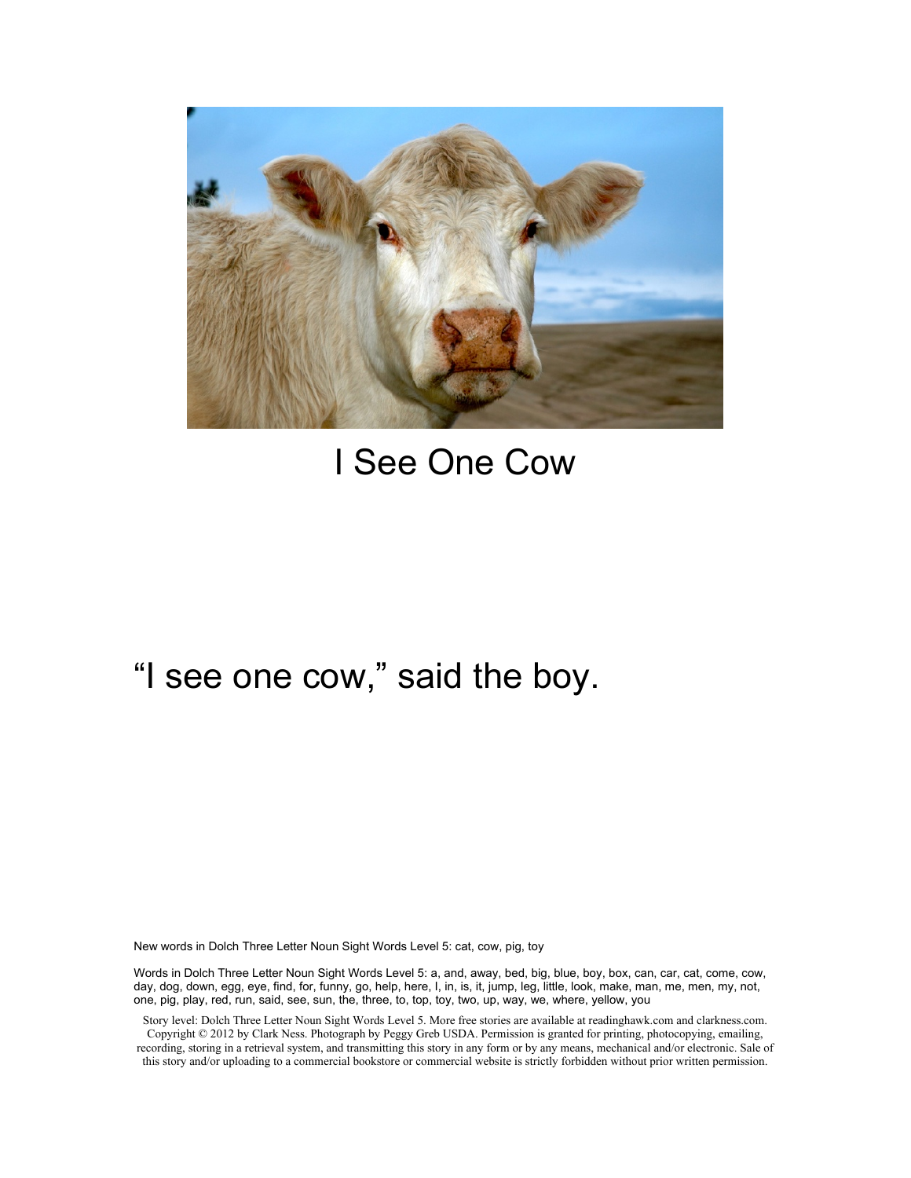# I See One Cow

"I see one cow," said the boy.

New words in Dolch Three Letter Noun Sight Words Level 5: cat, cow, pig, toy

Words in Dolch Three Letter Noun Sight Words Level 5: a, and, away, bed, big, blue, boy, box, can, car, cat, come, cow, day, dog, down, egg, eye, find, for, funny, go, help, here, I, in, is, it, jump, leg, little, look, make, man, me, men, my, not, one, pig, play, red, run, said, see, sun, the, three, to, top, toy, two, up, way, we, where, yellow, you

Story level: Dolch Three Letter Noun Sight Words Level 5. More free stories are available at readinghawk.com and clarkness.com. Copyright © 2012 by Clark Ness. Photograph by Peggy Greb USDA. Permission is granted for printing, photocopying, emailing, recording, storing in a retrieval system, and transmitting this story in any form or by any means, mechanical and/or electronic. Sale of this story and/or uploading to a commercial bookstore or commercial website is strictly forbidden without prior written permission.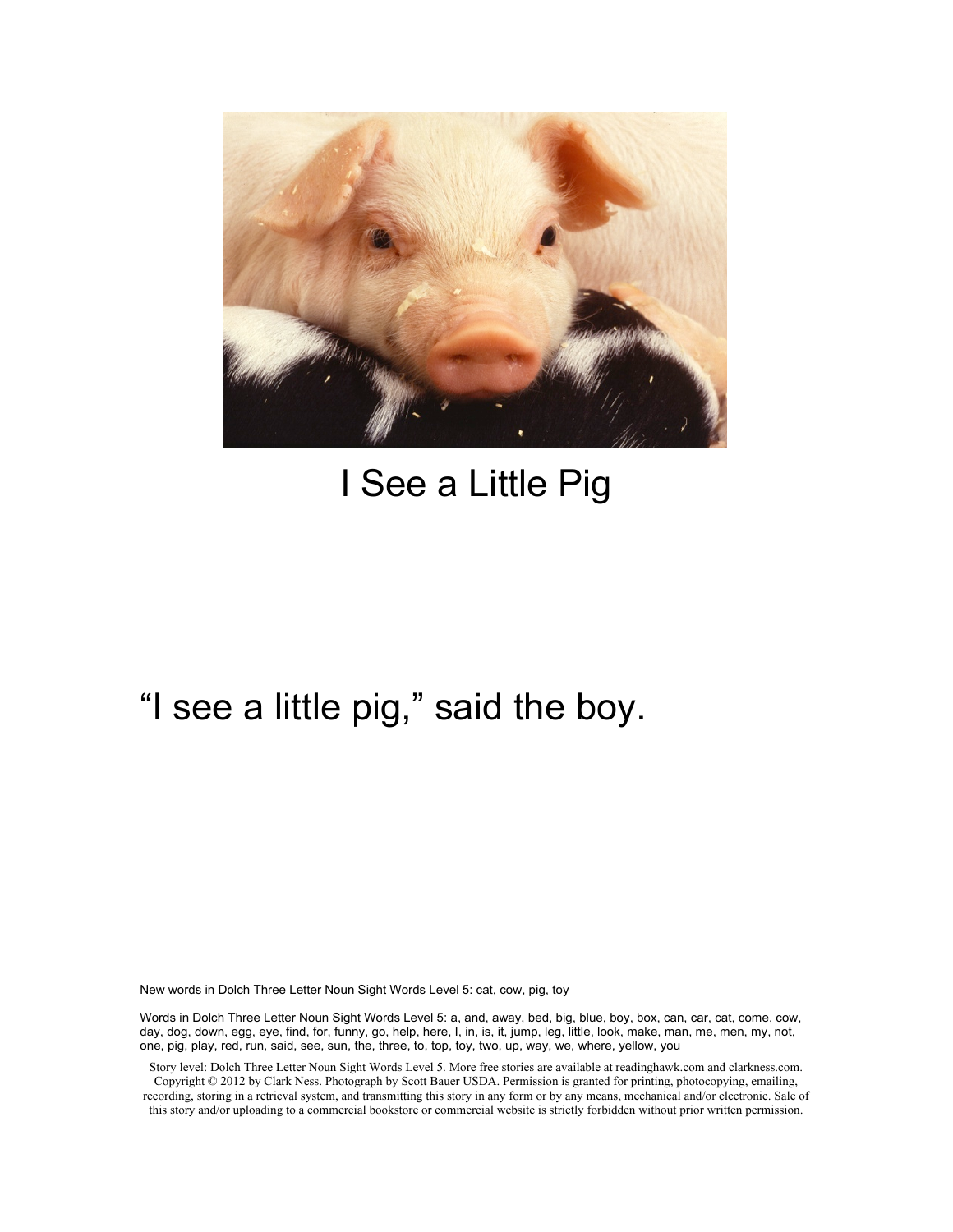# I See a Little Pig

"I see a little pig," said the boy.

New words in Dolch Three Letter Noun Sight Words Level 5: cat, cow, pig, toy

Words in Dolch Three Letter Noun Sight Words Level 5: a, and, away, bed, big, blue, boy, box, can, car, cat, come, cow, day, dog, down, egg, eye, find, for, funny, go, help, here, I, in, is, it, jump, leg, little, look, make, man, me, men, my, not, one, pig, play, red, run, said, see, sun, the, three, to, top, toy, two, up, way, we, where, yellow, you

Story level: Dolch Three Letter Noun Sight Words Level 5. More free stories are available at readinghawk.com and clarkness.com. Copyright © 2012 by Clark Ness. Photograph by Scott Bauer USDA. Permission is granted for printing, photocopying, emailing, recording, storing in a retrieval system, and transmitting this story in any form or by any means, mechanical and/or electronic. Sale of this story and/or uploading to a commercial bookstore or commercial website is strictly forbidden without prior written permission.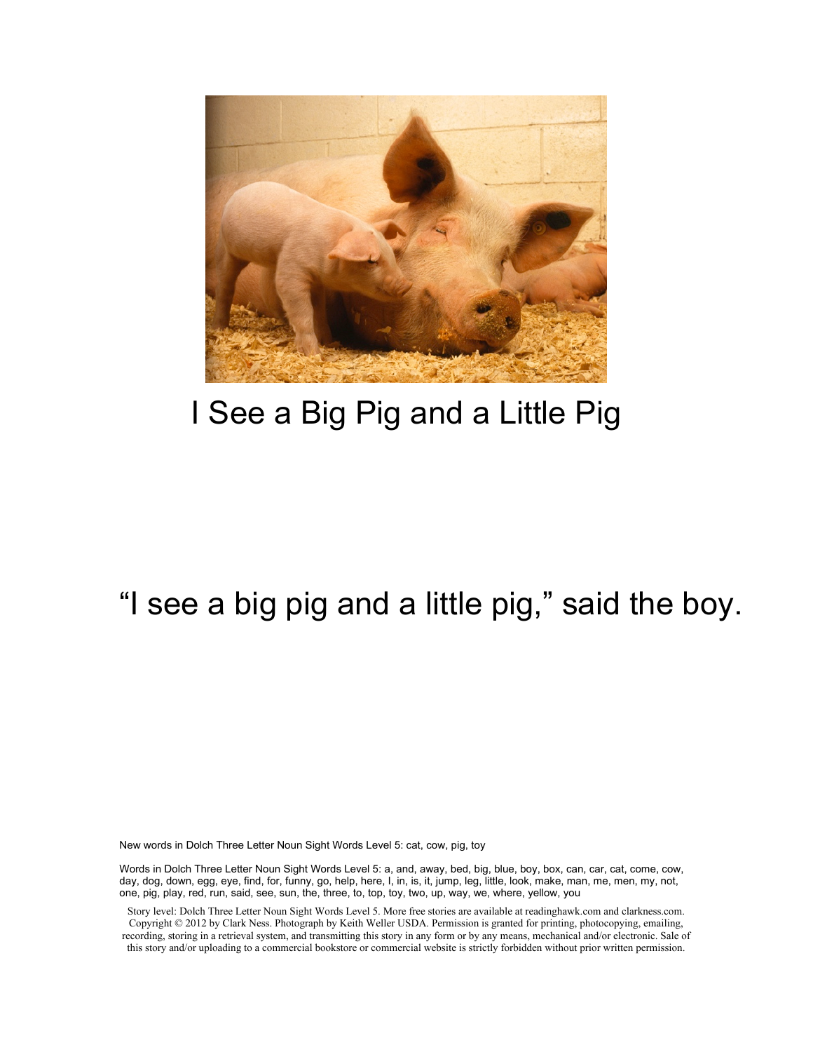# I See a Big Pig and a Little Pig

"I see a big pig and a little pig," said the boy.

New words in Dolch Three Letter Noun Sight Words Level 5: cat, cow, pig, toy

Words in Dolch Three Letter Noun Sight Words Level 5: a, and, away, bed, big, blue, boy, box, can, car, cat, come, cow, day, dog, down, egg, eye, find, for, funny, go, help, here, I, in, is, it, jump, leg, little, look, make, man, me, men, my, not, one, pig, play, red, run, said, see, sun, the, three, to, top, toy, two, up, way, we, where, yellow, you

Story level: Dolch Three Letter Noun Sight Words Level 5. More free stories are available at readinghawk.com and clarkness.com. Copyright © 2012 by Clark Ness. Photograph by Keith Weller USDA. Permission is granted for printing, photocopying, emailing, recording, storing in a retrieval system, and transmitting this story in any form or by any means, mechanical and/or electronic. Sale of this story and/or uploading to a commercial bookstore or commercial website is strictly forbidden without prior written permission.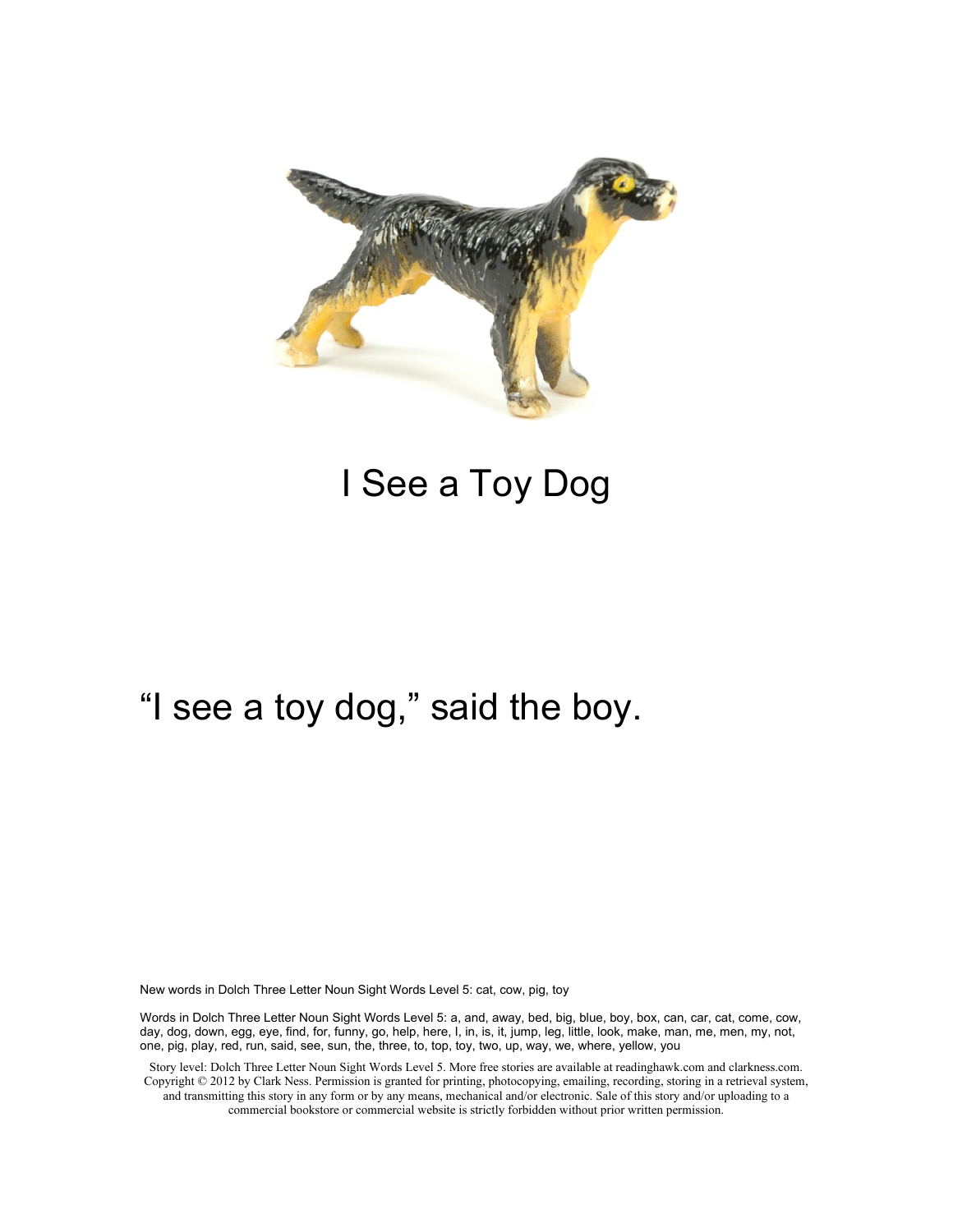# I See a Toy Dog

"I see a toy dog," said the boy.

New words in Dolch Three Letter Noun Sight Words Level 5: cat, cow, pig, toy

Words in Dolch Three Letter Noun Sight Words Level 5: a, and, away, bed, big, blue, boy, box, can, car, cat, come, cow, day, dog, down, egg, eye, find, for, funny, go, help, here, I, in, is, it, jump, leg, little, look, make, man, me, men, my, not, one, pig, play, red, run, said, see, sun, the, three, to, top, toy, two, up, way, we, where, yellow, you

Story level: Dolch Three Letter Noun Sight Words Level 5. More free stories are available at readinghawk.com and clarkness.com. Copyright © 2012 by Clark Ness. Permission is granted for printing, photocopying, emailing, recording, storing in a retrieval system, and transmitting this story in any form or by any means, mechanical and/or electronic. Sale of this story and/or uploading to a commercial bookstore or commercial website is strictly forbidden without prior written permission.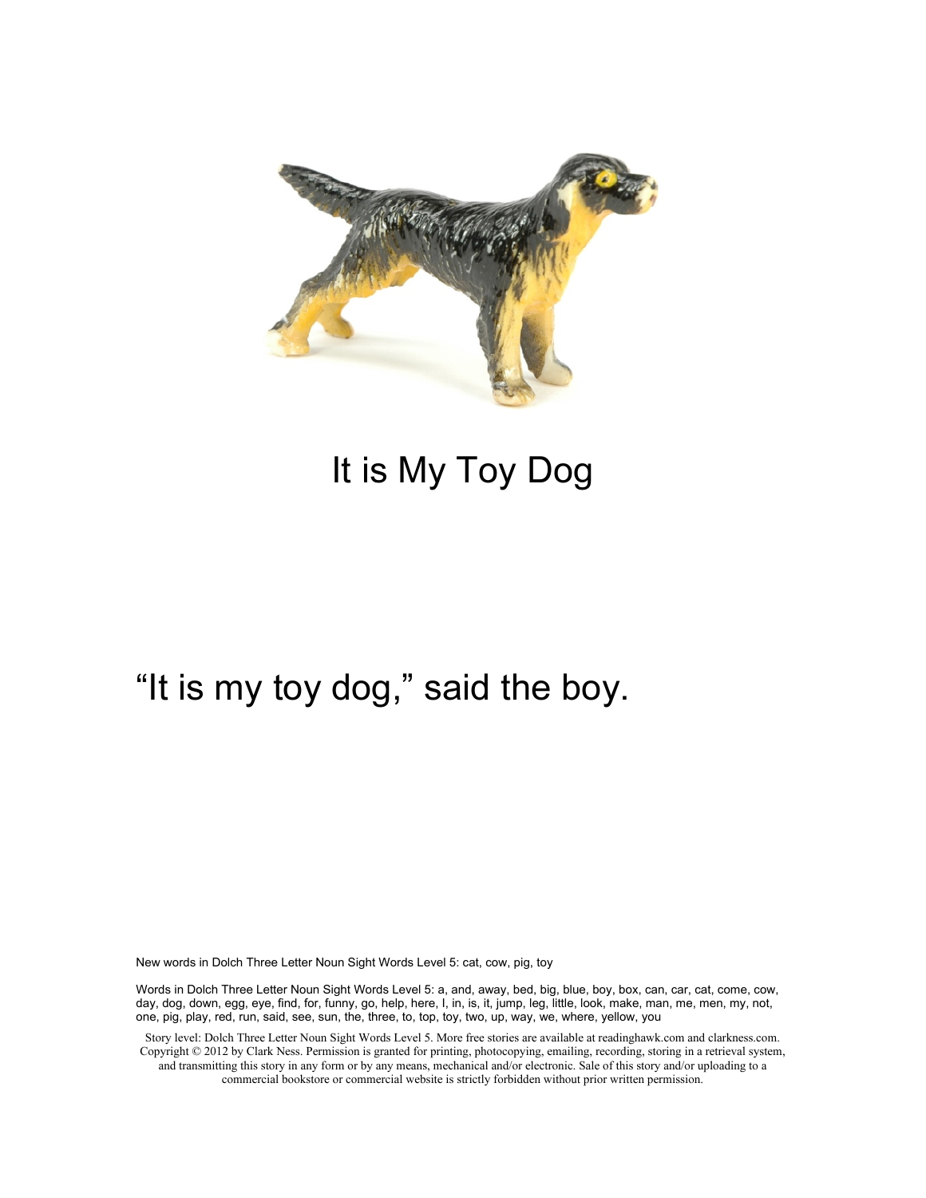# It is My Toy Dog

"It is my toy dog," said the boy.

New words in Dolch Three Letter Noun Sight Words Level 5: cat, cow, pig, toy

Words in Dolch Three Letter Noun Sight Words Level 5: a, and, away, bed, big, blue, boy, box, can, car, cat, come, cow, day, dog, down, egg, eye, find, for, funny, go, help, here, I, in, is, it, jump, leg, little, look, make, man, me, men, my, not, one, pig, play, red, run, said, see, sun, the, three, to, top, toy, two, up, way, we, where, yellow, you

Story level: Dolch Three Letter Noun Sight Words Level 5. More free stories are available at readinghawk.com and clarkness.com. Copyright © 2012 by Clark Ness. Permission is granted for printing, photocopying, emailing, recording, storing in a retrieval system, and transmitting this story in any form or by any means, mechanical and/or electronic. Sale of this story and/or uploading to a commercial bookstore or commercial website is strictly forbidden without prior written permission.